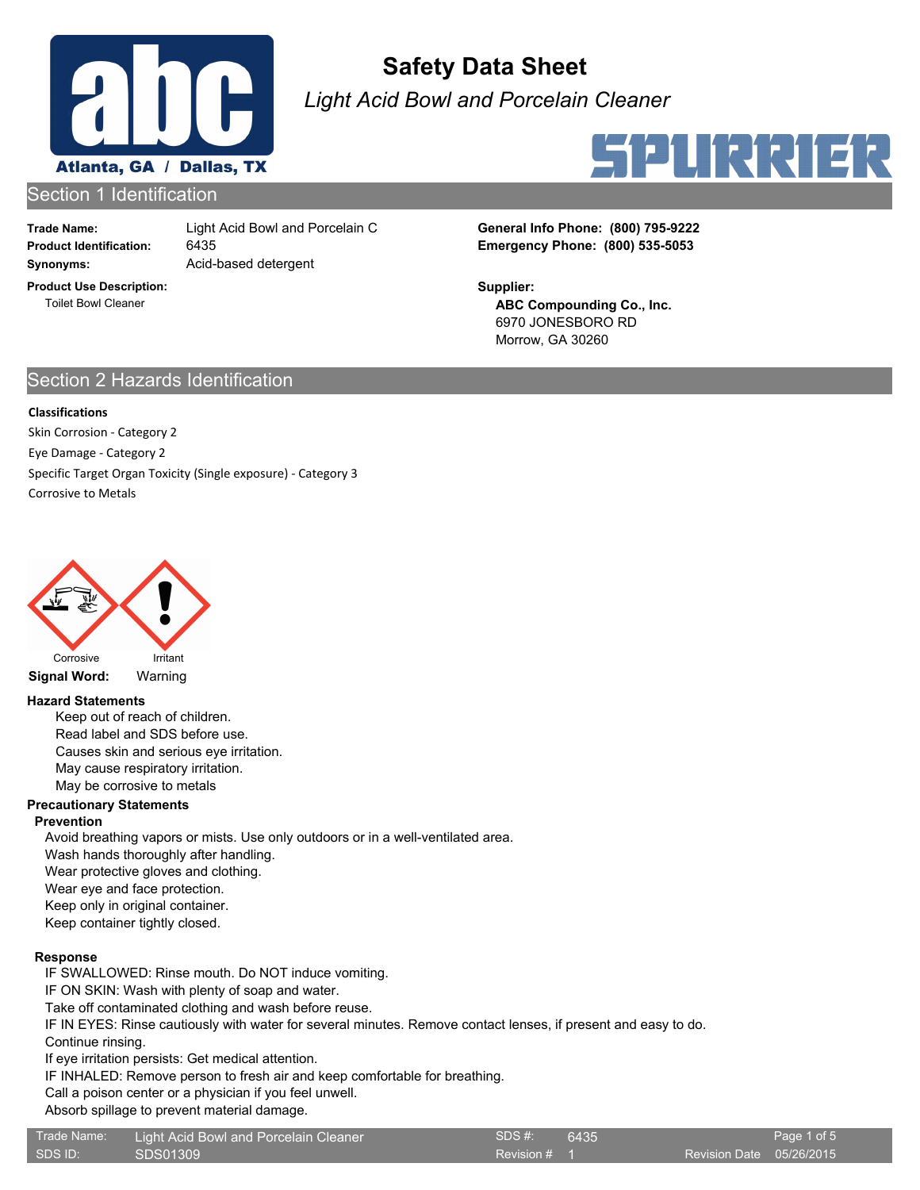# Safety Data Sheet

*Light Acid Bowl and Porcelain Cleaner*

## Section 1 Identification

**Trade Name:** Light Acid Bowl and Porcelain C
**Product Identification:** 6435
**Synonyms:** Acid-based detergent

**Product Use Description:**
Toilet Bowl Cleaner

**General Info Phone: (800) 795-9222**
**Emergency Phone: (800) 535-5053**

**Supplier:**
**ABC Compounding Co., Inc.**
6970 JONESBORO RD
Morrow, GA 30260

## Section 2 Hazards Identification

**Classifications**

Skin Corrosion - Category 2
Eye Damage - Category 2
Specific Target Organ Toxicity (Single exposure) - Category 3
Corrosive to Metals

Corrosive Irritant

**Signal Word:** Warning

### Hazard Statements

Keep out of reach of children.
Read label and SDS before use.
Causes skin and serious eye irritation.
May cause respiratory irritation.
May be corrosive to metals

### Precautionary Statements

**Prevention**

Avoid breathing vapors or mists. Use only outdoors or in a well-ventilated area.
Wash hands thoroughly after handling.
Wear protective gloves and clothing.
Wear eye and face protection.
Keep only in original container.
Keep container tightly closed.

**Response**

IF SWALLOWED: Rinse mouth. Do NOT induce vomiting.
IF ON SKIN: Wash with plenty of soap and water.
Take off contaminated clothing and wash before reuse.
IF IN EYES: Rinse cautiously with water for several minutes. Remove contact lenses, if present and easy to do.
Continue rinsing.
If eye irritation persists: Get medical attention.
IF INHALED: Remove person to fresh air and keep comfortable for breathing.
Call a poison center or a physician if you feel unwell.
Absorb spillage to prevent material damage.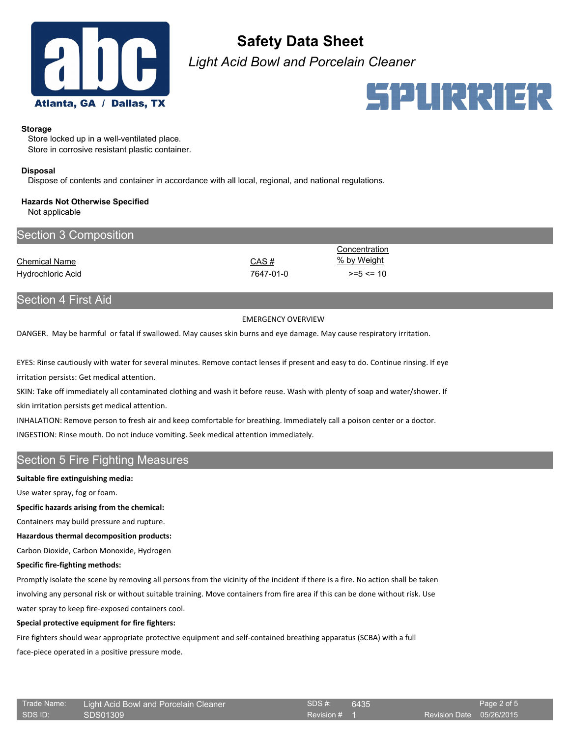### Storage

Store locked up in a well-ventilated place.
Store in corrosive resistant plastic container.

### Disposal

Dispose of contents and container in accordance with all local, regional, and national regulations.

### Hazards Not Otherwise Specified

Not applicable

## Section 3 Composition

| Chemical Name | CAS # | Concentration % by Weight |
| --- | --- | --- |
| Hydrochloric Acid | 7647-01-0 | >=5 <= 10 |

## Section 4 First Aid

EMERGENCY OVERVIEW

DANGER. May be harmful or fatal if swallowed. May causes skin burns and eye damage. May cause respiratory irritation.

EYES: Rinse cautiously with water for several minutes. Remove contact lenses if present and easy to do. Continue rinsing. If eye irritation persists: Get medical attention.

SKIN: Take off immediately all contaminated clothing and wash it before reuse. Wash with plenty of soap and water/shower. If skin irritation persists get medical attention.

INHALATION: Remove person to fresh air and keep comfortable for breathing. Immediately call a poison center or a doctor.

INGESTION: Rinse mouth. Do not induce vomiting. Seek medical attention immediately.

## Section 5 Fire Fighting Measures

**Suitable fire extinguishing media:**

Use water spray, fog or foam.

**Specific hazards arising from the chemical:**

Containers may build pressure and rupture.

**Hazardous thermal decomposition products:**

Carbon Dioxide, Carbon Monoxide, Hydrogen

**Specific fire-fighting methods:**

Promptly isolate the scene by removing all persons from the vicinity of the incident if there is a fire. No action shall be taken involving any personal risk or without suitable training. Move containers from fire area if this can be done without risk. Use water spray to keep fire-exposed containers cool.

**Special protective equipment for fire fighters:**

Fire fighters should wear appropriate protective equipment and self-contained breathing apparatus (SCBA) with a full face-piece operated in a positive pressure mode.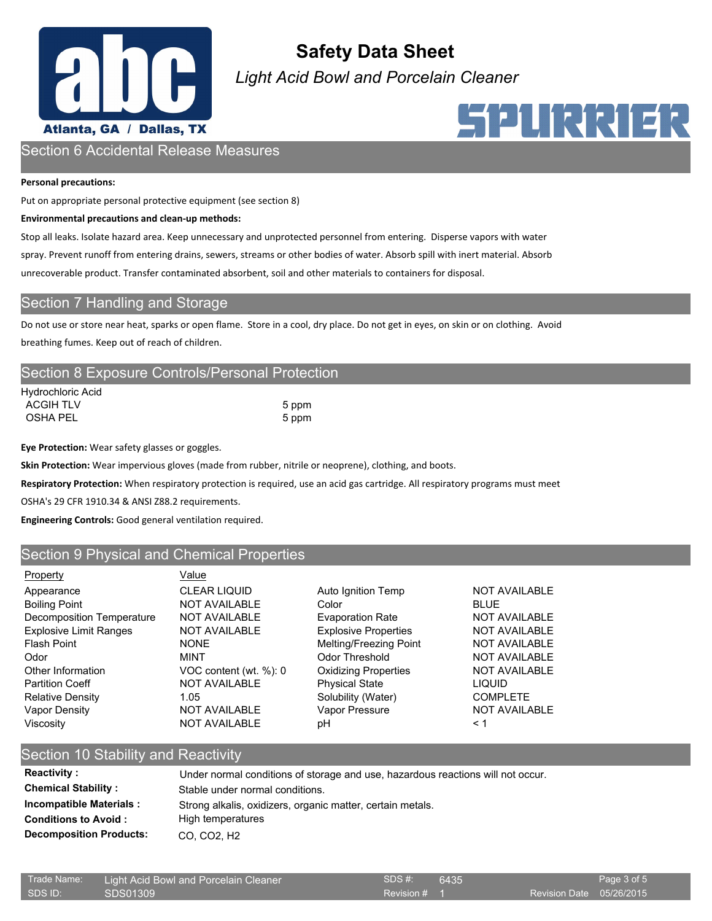## Section 6 Accidental Release Measures

**Personal precautions:**

Put on appropriate personal protective equipment (see section 8)

**Environmental precautions and clean-up methods:**

Stop all leaks. Isolate hazard area. Keep unnecessary and unprotected personnel from entering. Disperse vapors with water spray. Prevent runoff from entering drains, sewers, streams or other bodies of water. Absorb spill with inert material. Absorb unrecoverable product. Transfer contaminated absorbent, soil and other materials to containers for disposal.

## Section 7 Handling and Storage

Do not use or store near heat, sparks or open flame. Store in a cool, dry place. Do not get in eyes, on skin or on clothing. Avoid breathing fumes. Keep out of reach of children.

## Section 8 Exposure Controls/Personal Protection

Hydrochloric Acid

| | |
|---|---|
| ACGIH TLV | 5 ppm |
| OSHA PEL | 5 ppm |

**Eye Protection:** Wear safety glasses or goggles.

**Skin Protection:** Wear impervious gloves (made from rubber, nitrile or neoprene), clothing, and boots.

**Respiratory Protection:** When respiratory protection is required, use an acid gas cartridge. All respiratory programs must meet OSHA's 29 CFR 1910.34 & ANSI Z88.2 requirements.

**Engineering Controls:** Good general ventilation required.

## Section 9 Physical and Chemical Properties

| Property | Value | | |
|---|---|---|---|
| Appearance | CLEAR LIQUID | Auto Ignition Temp | NOT AVAILABLE |
| Boiling Point | NOT AVAILABLE | Color | BLUE |
| Decomposition Temperature | NOT AVAILABLE | Evaporation Rate | NOT AVAILABLE |
| Explosive Limit Ranges | NOT AVAILABLE | Explosive Properties | NOT AVAILABLE |
| Flash Point | NONE | Melting/Freezing Point | NOT AVAILABLE |
| Odor | MINT | Odor Threshold | NOT AVAILABLE |
| Other Information | VOC content (wt. %): 0 | Oxidizing Properties | NOT AVAILABLE |
| Partition Coeff | NOT AVAILABLE | Physical State | LIQUID |
| Relative Density | 1.05 | Solubility (Water) | COMPLETE |
| Vapor Density | NOT AVAILABLE | Vapor Pressure | NOT AVAILABLE |
| Viscosity | NOT AVAILABLE | pH | < 1 |

## Section 10 Stability and Reactivity

| | |
|---|---|
| **Reactivity :** | Under normal conditions of storage and use, hazardous reactions will not occur. |
| **Chemical Stability :** | Stable under normal conditions. |
| **Incompatible Materials :** | Strong alkalis, oxidizers, organic matter, certain metals. |
| **Conditions to Avoid :** | High temperatures |
| **Decomposition Products:** | CO, $CO_2$, $H_2$ |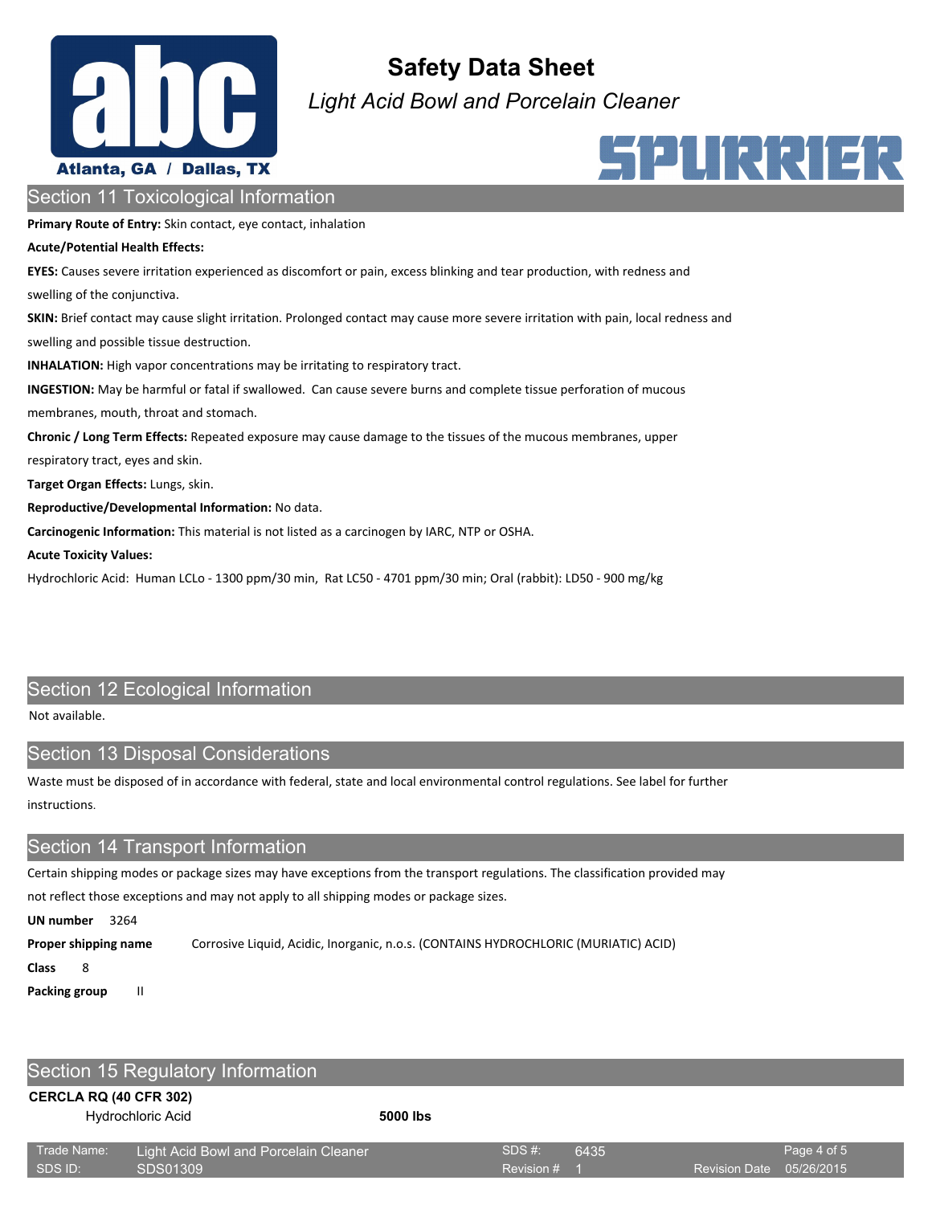## Section 11 Toxicological Information

**Primary Route of Entry:** Skin contact, eye contact, inhalation

**Acute/Potential Health Effects:**

**EYES:** Causes severe irritation experienced as discomfort or pain, excess blinking and tear production, with redness and swelling of the conjunctiva.

**SKIN:** Brief contact may cause slight irritation. Prolonged contact may cause more severe irritation with pain, local redness and swelling and possible tissue destruction.

**INHALATION:** High vapor concentrations may be irritating to respiratory tract.

**INGESTION:** May be harmful or fatal if swallowed. Can cause severe burns and complete tissue perforation of mucous membranes, mouth, throat and stomach.

**Chronic / Long Term Effects:** Repeated exposure may cause damage to the tissues of the mucous membranes, upper respiratory tract, eyes and skin.

**Target Organ Effects:** Lungs, skin.

**Reproductive/Developmental Information:** No data.

**Carcinogenic Information:** This material is not listed as a carcinogen by IARC, NTP or OSHA.

**Acute Toxicity Values:**

Hydrochloric Acid: Human LCLo - 1300 ppm/30 min, Rat LC50 - 4701 ppm/30 min; Oral (rabbit): LD50 - 900 mg/kg

## Section 12 Ecological Information

Not available.

## Section 13 Disposal Considerations

Waste must be disposed of in accordance with federal, state and local environmental control regulations. See label for further instructions.

## Section 14 Transport Information

Certain shipping modes or package sizes may have exceptions from the transport regulations. The classification provided may not reflect those exceptions and may not apply to all shipping modes or package sizes.

**UN number** 3264

**Proper shipping name** Corrosive Liquid, Acidic, Inorganic, n.o.s. (CONTAINS HYDROCHLORIC (MURIATIC) ACID)

**Class** 8

**Packing group** II

## Section 15 Regulatory Information

**CERCLA RQ (40 CFR 302)**

| Hydrochloric Acid | **5000 lbs** |
|---|---|

| Trade Name: | Light Acid Bowl and Porcelain Cleaner | SDS #: | 6435 | | |
|---|---|---|---|---|---|
| SDS ID: | SDS01309 | Revision # | 1 | Revision Date | 05/26/2015 |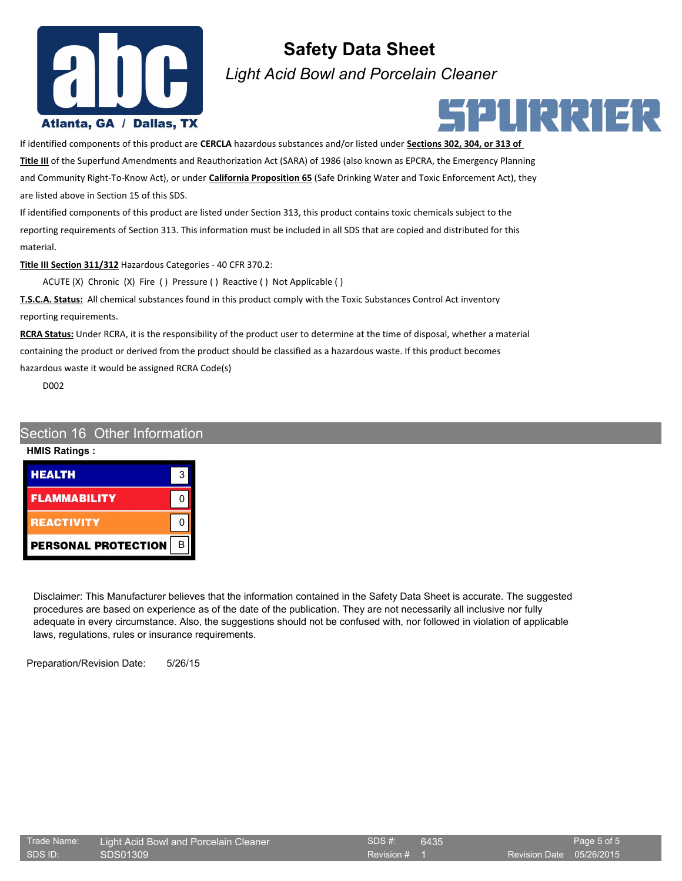If identified components of this product are **CERCLA** hazardous substances and/or listed under **Sections 302, 304, or 313 of Title III** of the Superfund Amendments and Reauthorization Act (SARA) of 1986 (also known as EPCRA, the Emergency Planning and Community Right-To-Know Act), or under **California Proposition 65** (Safe Drinking Water and Toxic Enforcement Act), they are listed above in Section 15 of this SDS.

If identified components of this product are listed under Section 313, this product contains toxic chemicals subject to the reporting requirements of Section 313. This information must be included in all SDS that are copied and distributed for this material.

**Title III Section 311/312** Hazardous Categories - 40 CFR 370.2:

ACUTE (X) Chronic (X) Fire ( ) Pressure ( ) Reactive ( ) Not Applicable ( )

**T.S.C.A. Status:** All chemical substances found in this product comply with the Toxic Substances Control Act inventory reporting requirements.

**RCRA Status:** Under RCRA, it is the responsibility of the product user to determine at the time of disposal, whether a material containing the product or derived from the product should be classified as a hazardous waste. If this product becomes hazardous waste it would be assigned RCRA Code(s)

D002

## Section 16 Other Information

**HMIS Ratings :**

| | |
|---|---|
| HEALTH | 3 |
| FLAMMABILITY | 0 |
| REACTIVITY | 0 |
| PERSONAL PROTECTION | B |

Disclaimer: This Manufacturer believes that the information contained in the Safety Data Sheet is accurate. The suggested procedures are based on experience as of the date of the publication. They are not necessarily all inclusive nor fully adequate in every circumstance. Also, the suggestions should not be confused with, nor followed in violation of applicable laws, regulations, rules or insurance requirements.

Preparation/Revision Date: 5/26/15